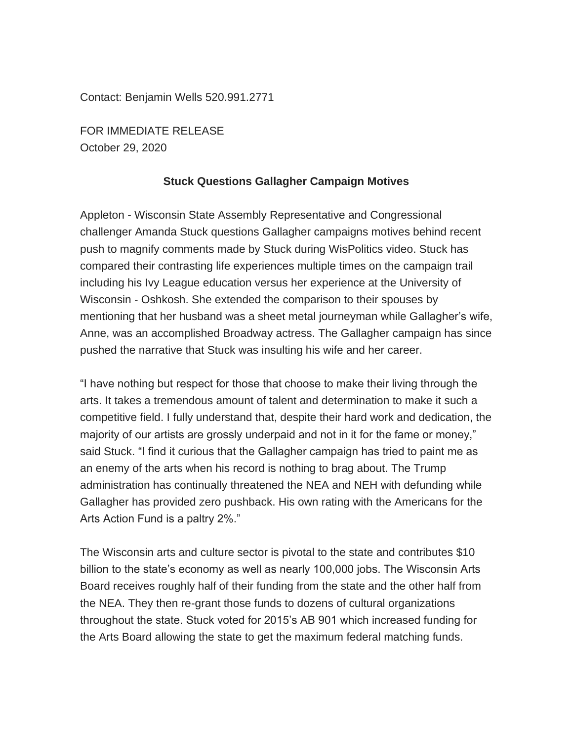Contact: Benjamin Wells 520.991.2771

FOR IMMEDIATE RELEASE
October 29, 2020

**Stuck Questions Gallagher Campaign Motives**

Appleton - Wisconsin State Assembly Representative and Congressional challenger Amanda Stuck questions Gallagher campaigns motives behind recent push to magnify comments made by Stuck during WisPolitics video. Stuck has compared their contrasting life experiences multiple times on the campaign trail including his Ivy League education versus her experience at the University of Wisconsin - Oshkosh. She extended the comparison to their spouses by mentioning that her husband was a sheet metal journeyman while Gallagher's wife, Anne, was an accomplished Broadway actress. The Gallagher campaign has since pushed the narrative that Stuck was insulting his wife and her career.

"I have nothing but respect for those that choose to make their living through the arts. It takes a tremendous amount of talent and determination to make it such a competitive field. I fully understand that, despite their hard work and dedication, the majority of our artists are grossly underpaid and not in it for the fame or money," said Stuck. "I find it curious that the Gallagher campaign has tried to paint me as an enemy of the arts when his record is nothing to brag about. The Trump administration has continually threatened the NEA and NEH with defunding while Gallagher has provided zero pushback. His own rating with the Americans for the Arts Action Fund is a paltry 2%."

The Wisconsin arts and culture sector is pivotal to the state and contributes $10 billion to the state's economy as well as nearly 100,000 jobs. The Wisconsin Arts Board receives roughly half of their funding from the state and the other half from the NEA. They then re-grant those funds to dozens of cultural organizations throughout the state. Stuck voted for 2015's AB 901 which increased funding for the Arts Board allowing the state to get the maximum federal matching funds.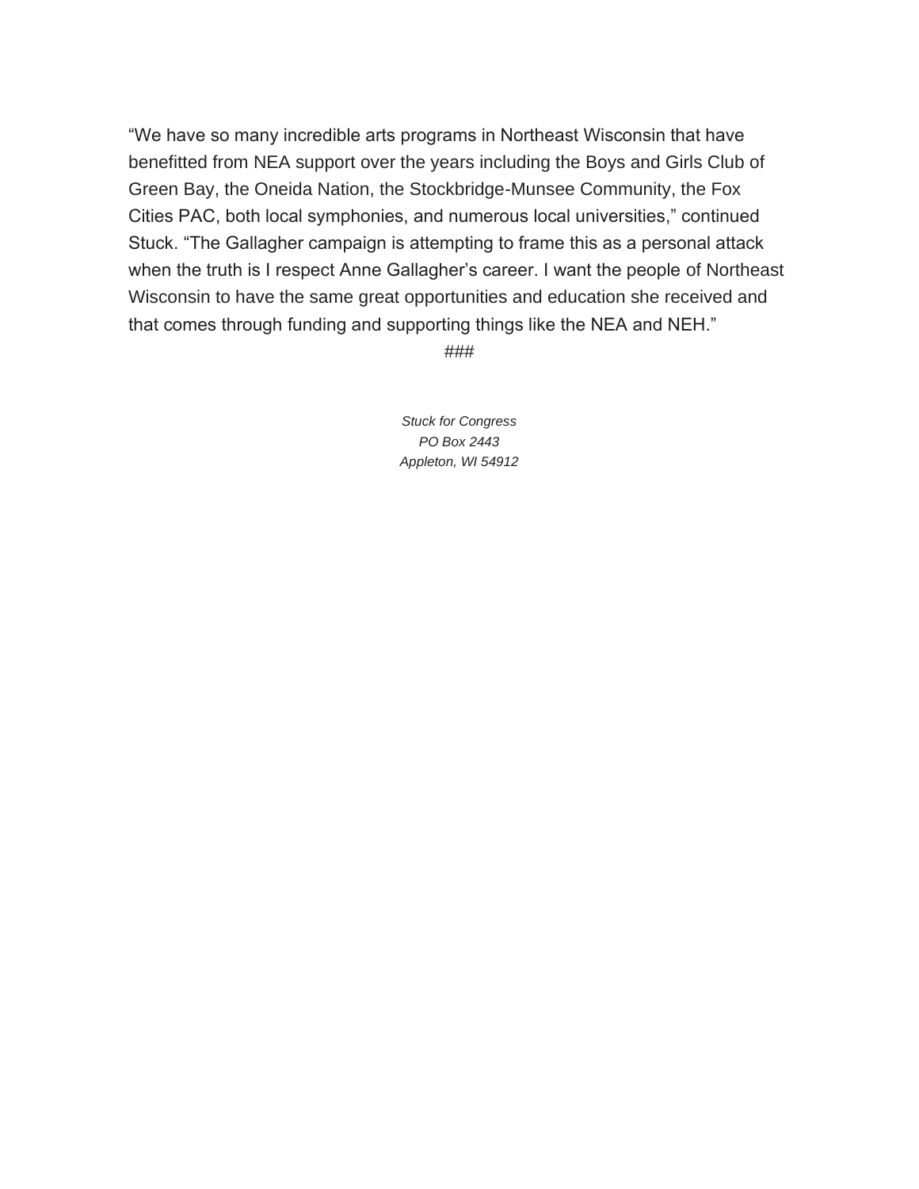“We have so many incredible arts programs in Northeast Wisconsin that have benefitted from NEA support over the years including the Boys and Girls Club of Green Bay, the Oneida Nation, the Stockbridge-Munsee Community, the Fox Cities PAC, both local symphonies, and numerous local universities,” continued Stuck. “The Gallagher campaign is attempting to frame this as a personal attack when the truth is I respect Anne Gallagher’s career. I want the people of Northeast Wisconsin to have the same great opportunities and education she received and that comes through funding and supporting things like the NEA and NEH.”

###

*Stuck for Congress*
*PO Box 2443*
*Appleton, WI 54912*